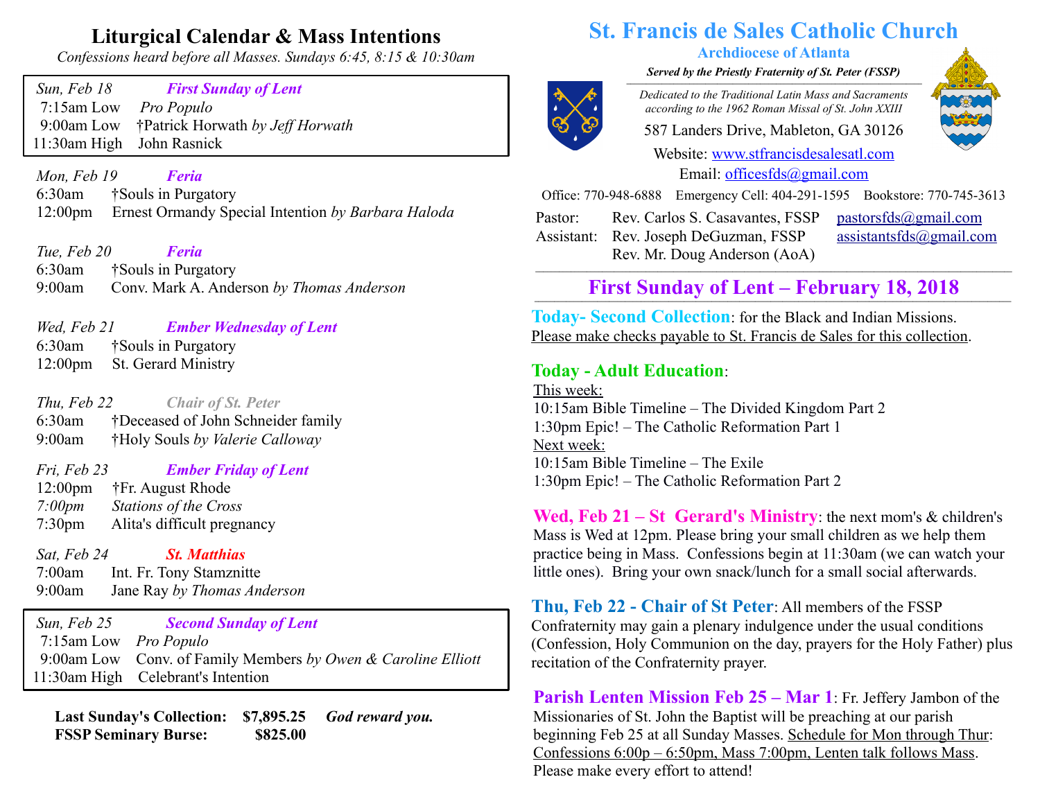## Liturgical Calendar & Mass Intentions

*Confessions heard before all Masses. Sundays 6:45, 8:15 & 10:30am*

*Sun, Feb 18* — ***First Sunday of Lent***
7:15am Low — *Pro Populo*
9:00am Low — †Patrick Horwath *by Jeff Horwath*
11:30am High — John Rasnick

*Mon, Feb 19* — ***Feria***
6:30am — †Souls in Purgatory
12:00pm — Ernest Ormandy Special Intention *by Barbara Haloda*

*Tue, Feb 20* — ***Feria***
6:30am — †Souls in Purgatory
9:00am — Conv. Mark A. Anderson *by Thomas Anderson*

*Wed, Feb 21* — ***Ember Wednesday of Lent***
6:30am — †Souls in Purgatory
12:00pm — St. Gerard Ministry

*Thu, Feb 22* — ***Chair of St. Peter***
6:30am — †Deceased of John Schneider family
9:00am — †Holy Souls *by Valerie Calloway*

*Fri, Feb 23* — ***Ember Friday of Lent***
12:00pm — †Fr. August Rhode
*7:00pm* — *Stations of the Cross*
7:30pm — Alita's difficult pregnancy

*Sat, Feb 24* — ***St. Matthias***
7:00am — Int. Fr. Tony Stamznitte
9:00am — Jane Ray *by Thomas Anderson*

*Sun, Feb 25* — ***Second Sunday of Lent***
7:15am Low — *Pro Populo*
9:00am Low — Conv. of Family Members *by Owen & Caroline Elliott*
11:30am High — Celebrant's Intention

**Last Sunday's Collection: $7,895.25** ***God reward you.***
**FSSP Seminary Burse: $825.00**

# St. Francis de Sales Catholic Church

**Archdiocese of Atlanta**

***Served by the Priestly Fraternity of St. Peter (FSSP)***

*Dedicated to the Traditional Latin Mass and Sacraments according to the 1962 Roman Missal of St. John XXIII*

587 Landers Drive, Mableton, GA 30126

Website: www.stfrancisdesalesatl.com

Email: officesfds@gmail.com

Office: 770-948-6888 Emergency Cell: 404-291-1595 Bookstore: 770-745-3613

Pastor: Rev. Carlos S. Casavantes, FSSP — pastorsfds@gmail.com
Assistant: Rev. Joseph DeGuzman, FSSP — assistantsfds@gmail.com
Rev. Mr. Doug Anderson (AoA)

## First Sunday of Lent – February 18, 2018

**Today- Second Collection**: for the Black and Indian Missions. Please make checks payable to St. Francis de Sales for this collection.

**Today - Adult Education**:
This week:
10:15am Bible Timeline – The Divided Kingdom Part 2
1:30pm Epic! – The Catholic Reformation Part 1
Next week:
10:15am Bible Timeline – The Exile
1:30pm Epic! – The Catholic Reformation Part 2

**Wed, Feb 21 – St Gerard's Ministry**: the next mom's & children's Mass is Wed at 12pm. Please bring your small children as we help them practice being in Mass. Confessions begin at 11:30am (we can watch your little ones). Bring your own snack/lunch for a small social afterwards.

**Thu, Feb 22 - Chair of St Peter**: All members of the FSSP Confraternity may gain a plenary indulgence under the usual conditions (Confession, Holy Communion on the day, prayers for the Holy Father) plus recitation of the Confraternity prayer.

**Parish Lenten Mission Feb 25 – Mar 1**: Fr. Jeffery Jambon of the Missionaries of St. John the Baptist will be preaching at our parish beginning Feb 25 at all Sunday Masses. Schedule for Mon through Thur: Confessions 6:00p – 6:50pm, Mass 7:00pm, Lenten talk follows Mass. Please make every effort to attend!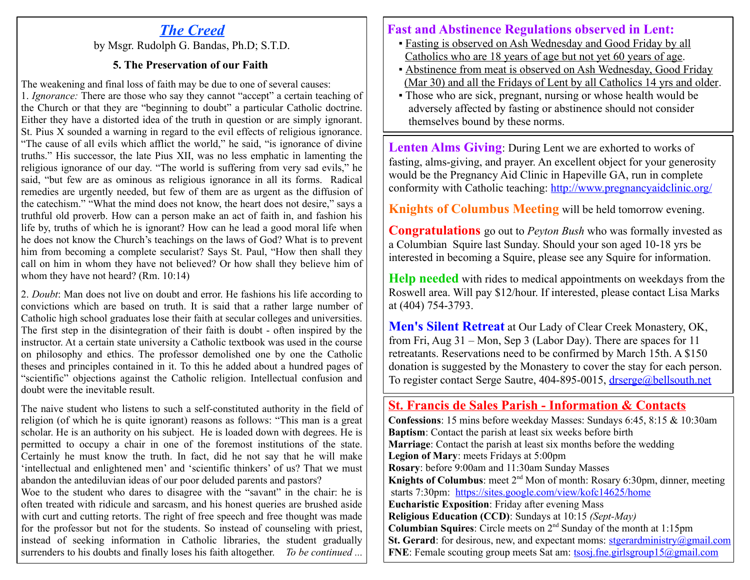# *The Creed*

by Msgr. Rudolph G. Bandas, Ph.D; S.T.D.

### 5. The Preservation of our Faith

The weakening and final loss of faith may be due to one of several causes:

1. *Ignorance:* There are those who say they cannot "accept" a certain teaching of the Church or that they are "beginning to doubt" a particular Catholic doctrine. Either they have a distorted idea of the truth in question or are simply ignorant. St. Pius X sounded a warning in regard to the evil effects of religious ignorance. "The cause of all evils which afflict the world," he said, "is ignorance of divine truths." His successor, the late Pius XII, was no less emphatic in lamenting the religious ignorance of our day. "The world is suffering from very sad evils," he said, "but few are as ominous as religious ignorance in all its forms. Radical remedies are urgently needed, but few of them are as urgent as the diffusion of the catechism." "What the mind does not know, the heart does not desire," says a truthful old proverb. How can a person make an act of faith in, and fashion his life by, truths of which he is ignorant? How can he lead a good moral life when he does not know the Church's teachings on the laws of God? What is to prevent him from becoming a complete secularist? Says St. Paul, "How then shall they call on him in whom they have not believed? Or how shall they believe him of whom they have not heard? (Rm. 10:14)

2. *Doubt*: Man does not live on doubt and error. He fashions his life according to convictions which are based on truth. It is said that a rather large number of Catholic high school graduates lose their faith at secular colleges and universities. The first step in the disintegration of their faith is doubt - often inspired by the instructor. At a certain state university a Catholic textbook was used in the course on philosophy and ethics. The professor demolished one by one the Catholic theses and principles contained in it. To this he added about a hundred pages of "scientific" objections against the Catholic religion. Intellectual confusion and doubt were the inevitable result.

The naive student who listens to such a self-constituted authority in the field of religion (of which he is quite ignorant) reasons as follows: "This man is a great scholar. He is an authority on his subject. He is loaded down with degrees. He is permitted to occupy a chair in one of the foremost institutions of the state. Certainly he must know the truth. In fact, did he not say that he will make 'intellectual and enlightened men' and 'scientific thinkers' of us? That we must abandon the antediluvian ideas of our poor deluded parents and pastors?

Woe to the student who dares to disagree with the "savant" in the chair: he is often treated with ridicule and sarcasm, and his honest queries are brushed aside with curt and cutting retorts. The right of free speech and free thought was made for the professor but not for the students. So instead of counseling with priest, instead of seeking information in Catholic libraries, the student gradually surrenders to his doubts and finally loses his faith altogether. *To be continued ...*

## Fast and Abstinence Regulations observed in Lent:

- Fasting is observed on Ash Wednesday and Good Friday by all Catholics who are 18 years of age but not yet 60 years of age.
- Abstinence from meat is observed on Ash Wednesday, Good Friday (Mar 30) and all the Fridays of Lent by all Catholics 14 yrs and older.
- Those who are sick, pregnant, nursing or whose health would be adversely affected by fasting or abstinence should not consider themselves bound by these norms.

**Lenten Alms Giving**: During Lent we are exhorted to works of fasting, alms-giving, and prayer. An excellent object for your generosity would be the Pregnancy Aid Clinic in Hapeville GA, run in complete conformity with Catholic teaching: http://www.pregnancyaidclinic.org/

**Knights of Columbus Meeting** will be held tomorrow evening.

**Congratulations** go out to *Peyton Bush* who was formally invested as a Columbian Squire last Sunday. Should your son aged 10-18 yrs be interested in becoming a Squire, please see any Squire for information.

**Help needed** with rides to medical appointments on weekdays from the Roswell area. Will pay $12/hour. If interested, please contact Lisa Marks at (404) 754-3793.

**Men's Silent Retreat** at Our Lady of Clear Creek Monastery, OK, from Fri, Aug 31 – Mon, Sep 3 (Labor Day). There are spaces for 11 retreatants. Reservations need to be confirmed by March 15th. A $150 donation is suggested by the Monastery to cover the stay for each person. To register contact Serge Sautre, 404-895-0015, drserge@bellsouth.net

## St. Francis de Sales Parish - Information & Contacts

**Confessions**: 15 mins before weekday Masses: Sundays 6:45, 8:15 & 10:30am
**Baptism**: Contact the parish at least six weeks before birth
**Marriage**: Contact the parish at least six months before the wedding
**Legion of Mary**: meets Fridays at 5:00pm
**Rosary**: before 9:00am and 11:30am Sunday Masses
**Knights of Columbus**: meet 2nd Mon of month: Rosary 6:30pm, dinner, meeting starts 7:30pm: https://sites.google.com/view/kofc14625/home
**Eucharistic Exposition**: Friday after evening Mass
**Religious Education (CCD)**: Sundays at 10:15 *(Sept-May)*
**Columbian Squires**: Circle meets on 2nd Sunday of the month at 1:15pm
**St. Gerard**: for desirous, new, and expectant moms: stgerardministry@gmail.com
**FNE**: Female scouting group meets Sat am: tsosj.fne.girlsgroup15@gmail.com